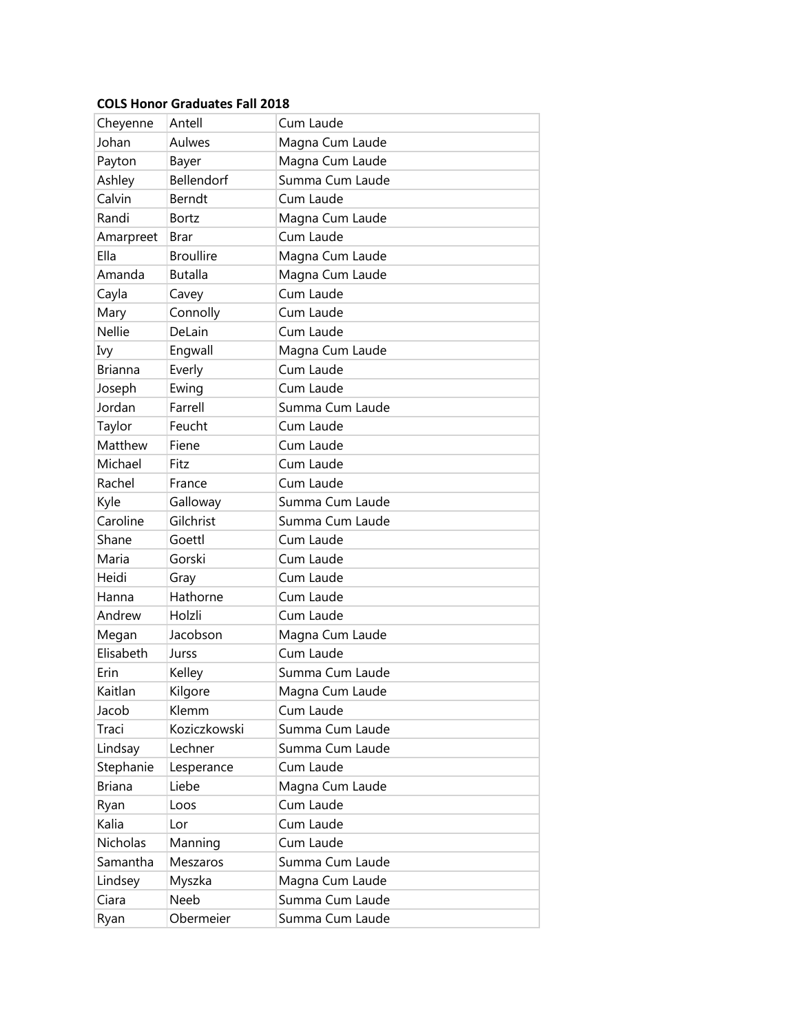**COLS Honor Graduates Fall 2018**

| | | |
|---|---|---|
| Cheyenne | Antell | Cum Laude |
| Johan | Aulwes | Magna Cum Laude |
| Payton | Bayer | Magna Cum Laude |
| Ashley | Bellendorf | Summa Cum Laude |
| Calvin | Berndt | Cum Laude |
| Randi | Bortz | Magna Cum Laude |
| Amarpreet | Brar | Cum Laude |
| Ella | Broullire | Magna Cum Laude |
| Amanda | Butalla | Magna Cum Laude |
| Cayla | Cavey | Cum Laude |
| Mary | Connolly | Cum Laude |
| Nellie | DeLain | Cum Laude |
| Ivy | Engwall | Magna Cum Laude |
| Brianna | Everly | Cum Laude |
| Joseph | Ewing | Cum Laude |
| Jordan | Farrell | Summa Cum Laude |
| Taylor | Feucht | Cum Laude |
| Matthew | Fiene | Cum Laude |
| Michael | Fitz | Cum Laude |
| Rachel | France | Cum Laude |
| Kyle | Galloway | Summa Cum Laude |
| Caroline | Gilchrist | Summa Cum Laude |
| Shane | Goettl | Cum Laude |
| Maria | Gorski | Cum Laude |
| Heidi | Gray | Cum Laude |
| Hanna | Hathorne | Cum Laude |
| Andrew | Holzli | Cum Laude |
| Megan | Jacobson | Magna Cum Laude |
| Elisabeth | Jurss | Cum Laude |
| Erin | Kelley | Summa Cum Laude |
| Kaitlan | Kilgore | Magna Cum Laude |
| Jacob | Klemm | Cum Laude |
| Traci | Koziczkowski | Summa Cum Laude |
| Lindsay | Lechner | Summa Cum Laude |
| Stephanie | Lesperance | Cum Laude |
| Briana | Liebe | Magna Cum Laude |
| Ryan | Loos | Cum Laude |
| Kalia | Lor | Cum Laude |
| Nicholas | Manning | Cum Laude |
| Samantha | Meszaros | Summa Cum Laude |
| Lindsey | Myszka | Magna Cum Laude |
| Ciara | Neeb | Summa Cum Laude |
| Ryan | Obermeier | Summa Cum Laude |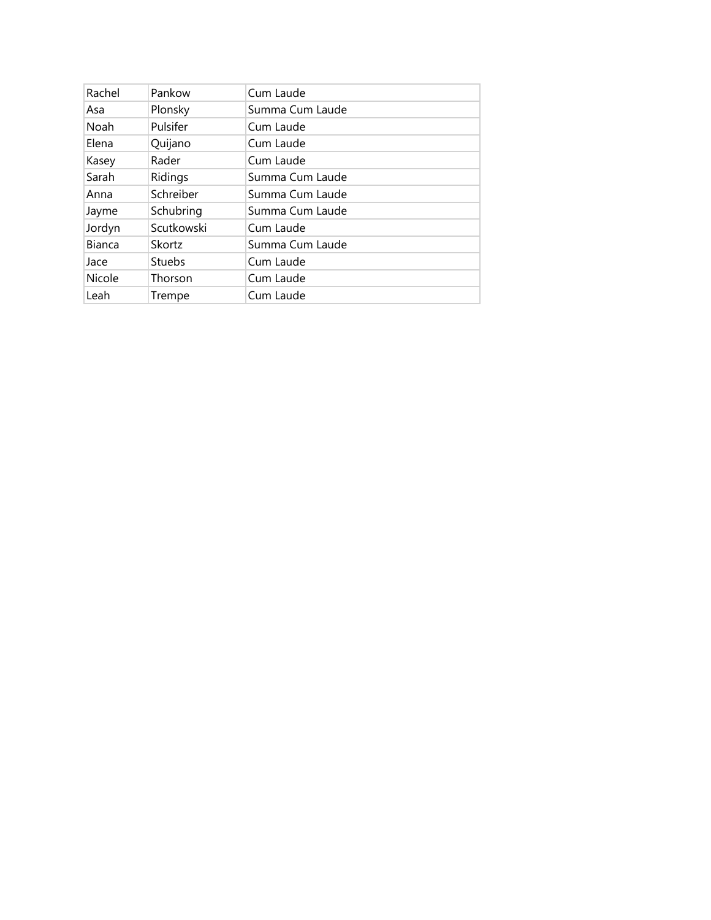| Rachel | Pankow | Cum Laude |
|---|---|---|
| Asa | Plonsky | Summa Cum Laude |
| Noah | Pulsifer | Cum Laude |
| Elena | Quijano | Cum Laude |
| Kasey | Rader | Cum Laude |
| Sarah | Ridings | Summa Cum Laude |
| Anna | Schreiber | Summa Cum Laude |
| Jayme | Schubring | Summa Cum Laude |
| Jordyn | Scutkowski | Cum Laude |
| Bianca | Skortz | Summa Cum Laude |
| Jace | Stuebs | Cum Laude |
| Nicole | Thorson | Cum Laude |
| Leah | Trempe | Cum Laude |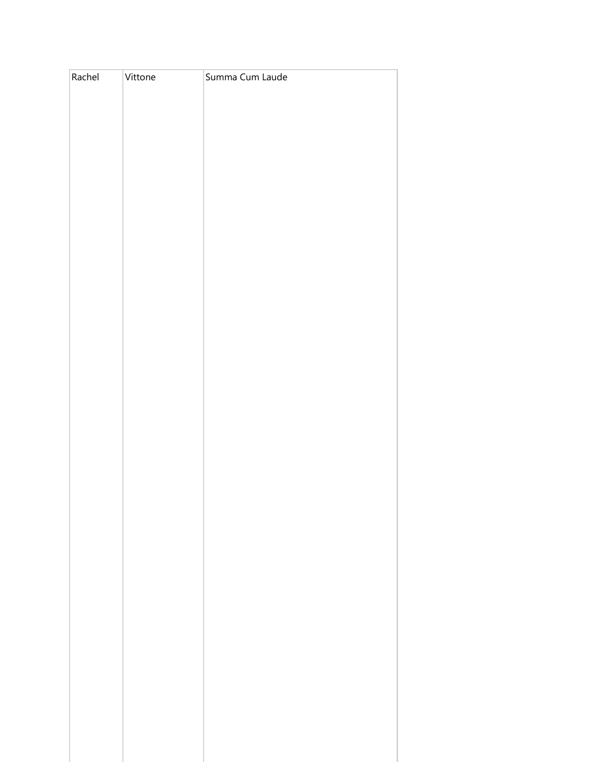| Rachel | Vittone | Summa Cum Laude |
|---|---|---|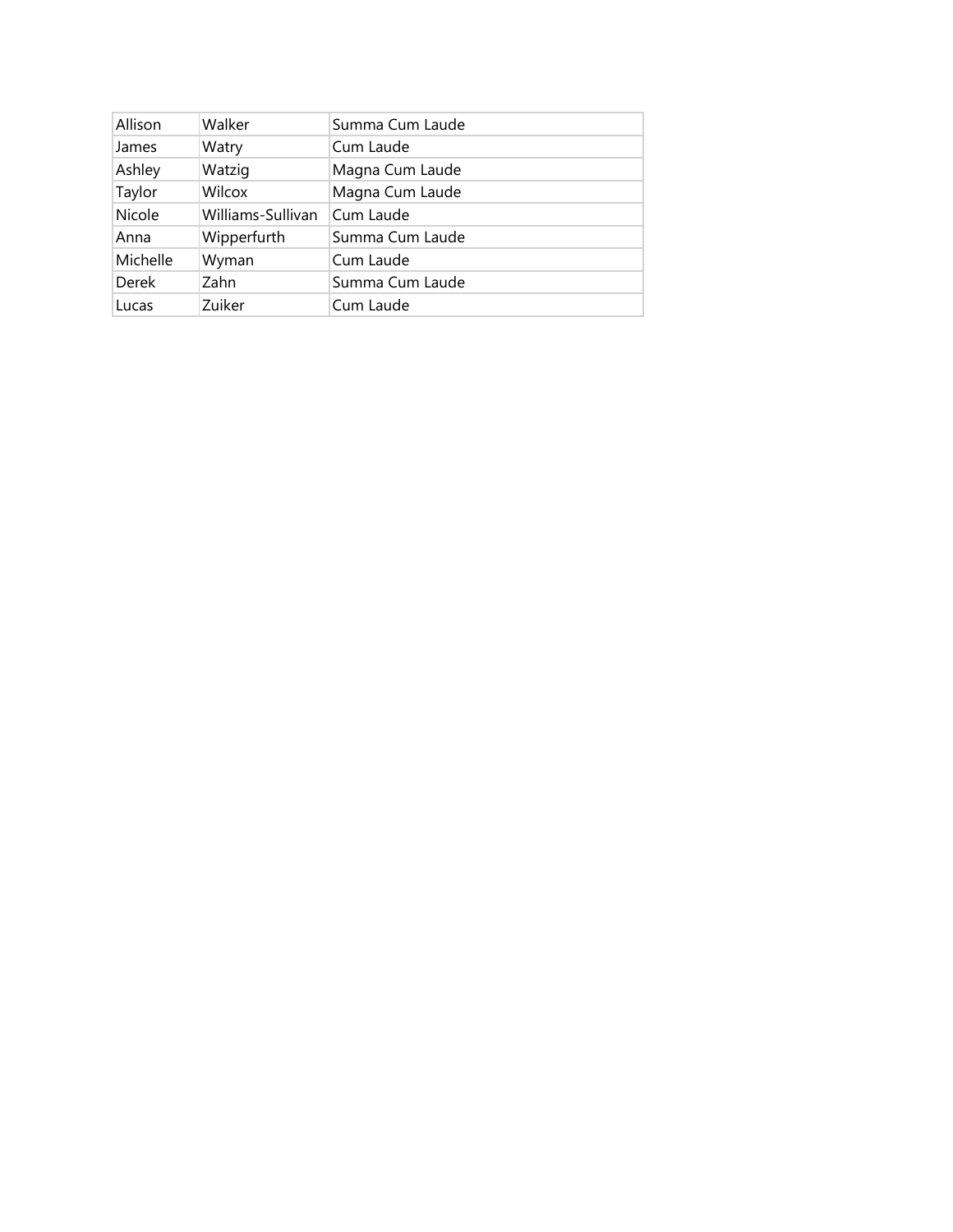| | | |
|---|---|---|
| Allison | Walker | Summa Cum Laude |
| James | Watry | Cum Laude |
| Ashley | Watzig | Magna Cum Laude |
| Taylor | Wilcox | Magna Cum Laude |
| Nicole | Williams-Sullivan | Cum Laude |
| Anna | Wipperfurth | Summa Cum Laude |
| Michelle | Wyman | Cum Laude |
| Derek | Zahn | Summa Cum Laude |
| Lucas | Zuiker | Cum Laude |